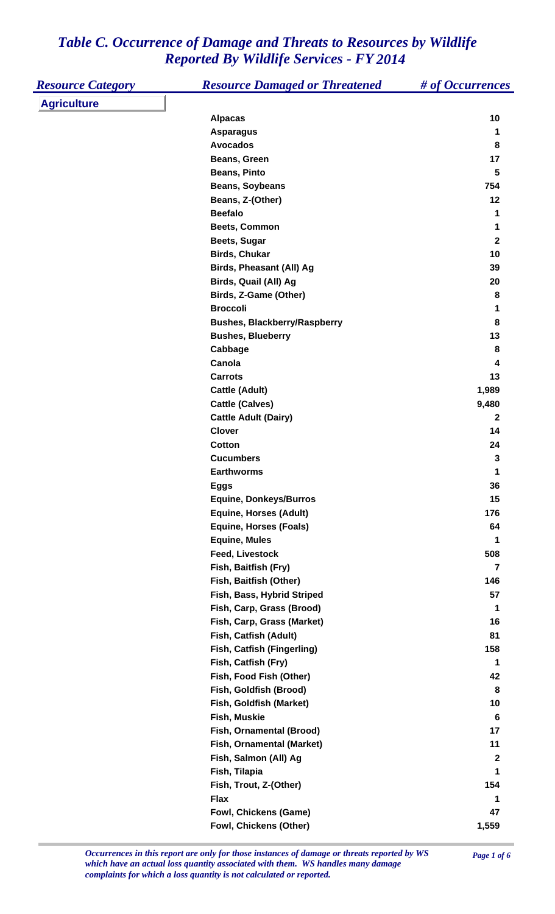# *Table C. Occurrence of Damage and Threats to Resources by Wildlife Reported By Wildlife Services - FY 2014*

| *Resource Category* | *Resource Damaged or Threatened* | *# of Occurrences* |
| --- | --- | --- |
| **Agriculture** | | |
| | **Alpacas** | **10** |
| | **Asparagus** | **1** |
| | **Avocados** | **8** |
| | **Beans, Green** | **17** |
| | **Beans, Pinto** | **5** |
| | **Beans, Soybeans** | **754** |
| | **Beans, Z-(Other)** | **12** |
| | **Beefalo** | **1** |
| | **Beets, Common** | **1** |
| | **Beets, Sugar** | **2** |
| | **Birds, Chukar** | **10** |
| | **Birds, Pheasant (All) Ag** | **39** |
| | **Birds, Quail (All) Ag** | **20** |
| | **Birds, Z-Game (Other)** | **8** |
| | **Broccoli** | **1** |
| | **Bushes, Blackberry/Raspberry** | **8** |
| | **Bushes, Blueberry** | **13** |
| | **Cabbage** | **8** |
| | **Canola** | **4** |
| | **Carrots** | **13** |
| | **Cattle (Adult)** | **1,989** |
| | **Cattle (Calves)** | **9,480** |
| | **Cattle Adult (Dairy)** | **2** |
| | **Clover** | **14** |
| | **Cotton** | **24** |
| | **Cucumbers** | **3** |
| | **Earthworms** | **1** |
| | **Eggs** | **36** |
| | **Equine, Donkeys/Burros** | **15** |
| | **Equine, Horses (Adult)** | **176** |
| | **Equine, Horses (Foals)** | **64** |
| | **Equine, Mules** | **1** |
| | **Feed, Livestock** | **508** |
| | **Fish, Baitfish (Fry)** | **7** |
| | **Fish, Baitfish (Other)** | **146** |
| | **Fish, Bass, Hybrid Striped** | **57** |
| | **Fish, Carp, Grass (Brood)** | **1** |
| | **Fish, Carp, Grass (Market)** | **16** |
| | **Fish, Catfish (Adult)** | **81** |
| | **Fish, Catfish (Fingerling)** | **158** |
| | **Fish, Catfish (Fry)** | **1** |
| | **Fish, Food Fish (Other)** | **42** |
| | **Fish, Goldfish (Brood)** | **8** |
| | **Fish, Goldfish (Market)** | **10** |
| | **Fish, Muskie** | **6** |
| | **Fish, Ornamental (Brood)** | **17** |
| | **Fish, Ornamental (Market)** | **11** |
| | **Fish, Salmon (All) Ag** | **2** |
| | **Fish, Tilapia** | **1** |
| | **Fish, Trout, Z-(Other)** | **154** |
| | **Flax** | **1** |
| | **Fowl, Chickens (Game)** | **47** |
| | **Fowl, Chickens (Other)** | **1,559** |

*Occurrences in this report are only for those instances of damage or threats reported by WS which have an actual loss quantity associated with them. WS handles many damage complaints for which a loss quantity is not calculated or reported.*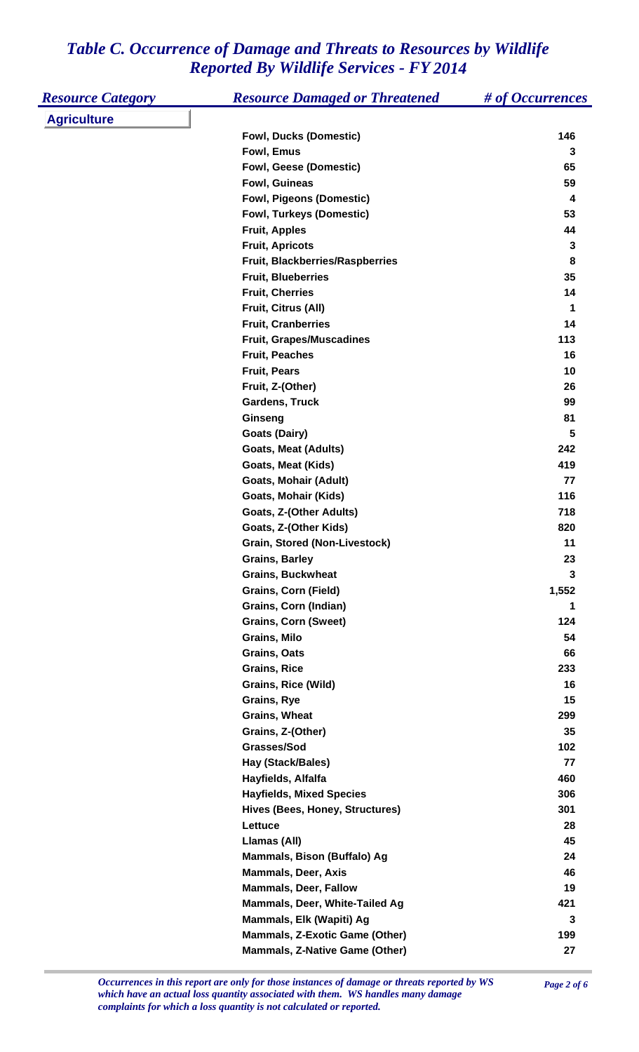# *Table C. Occurrence of Damage and Threats to Resources by Wildlife Reported By Wildlife Services - FY 2014*

| *Resource Category* | *Resource Damaged or Threatened* | *# of Occurrences* |
|---|---|---|
| **Agriculture** | | |
| | **Fowl, Ducks (Domestic)** | **146** |
| | **Fowl, Emus** | **3** |
| | **Fowl, Geese (Domestic)** | **65** |
| | **Fowl, Guineas** | **59** |
| | **Fowl, Pigeons (Domestic)** | **4** |
| | **Fowl, Turkeys (Domestic)** | **53** |
| | **Fruit, Apples** | **44** |
| | **Fruit, Apricots** | **3** |
| | **Fruit, Blackberries/Raspberries** | **8** |
| | **Fruit, Blueberries** | **35** |
| | **Fruit, Cherries** | **14** |
| | **Fruit, Citrus (All)** | **1** |
| | **Fruit, Cranberries** | **14** |
| | **Fruit, Grapes/Muscadines** | **113** |
| | **Fruit, Peaches** | **16** |
| | **Fruit, Pears** | **10** |
| | **Fruit, Z-(Other)** | **26** |
| | **Gardens, Truck** | **99** |
| | **Ginseng** | **81** |
| | **Goats (Dairy)** | **5** |
| | **Goats, Meat (Adults)** | **242** |
| | **Goats, Meat (Kids)** | **419** |
| | **Goats, Mohair (Adult)** | **77** |
| | **Goats, Mohair (Kids)** | **116** |
| | **Goats, Z-(Other Adults)** | **718** |
| | **Goats, Z-(Other Kids)** | **820** |
| | **Grain, Stored (Non-Livestock)** | **11** |
| | **Grains, Barley** | **23** |
| | **Grains, Buckwheat** | **3** |
| | **Grains, Corn (Field)** | **1,552** |
| | **Grains, Corn (Indian)** | **1** |
| | **Grains, Corn (Sweet)** | **124** |
| | **Grains, Milo** | **54** |
| | **Grains, Oats** | **66** |
| | **Grains, Rice** | **233** |
| | **Grains, Rice (Wild)** | **16** |
| | **Grains, Rye** | **15** |
| | **Grains, Wheat** | **299** |
| | **Grains, Z-(Other)** | **35** |
| | **Grasses/Sod** | **102** |
| | **Hay (Stack/Bales)** | **77** |
| | **Hayfields, Alfalfa** | **460** |
| | **Hayfields, Mixed Species** | **306** |
| | **Hives (Bees, Honey, Structures)** | **301** |
| | **Lettuce** | **28** |
| | **Llamas (All)** | **45** |
| | **Mammals, Bison (Buffalo) Ag** | **24** |
| | **Mammals, Deer, Axis** | **46** |
| | **Mammals, Deer, Fallow** | **19** |
| | **Mammals, Deer, White-Tailed Ag** | **421** |
| | **Mammals, Elk (Wapiti) Ag** | **3** |
| | **Mammals, Z-Exotic Game (Other)** | **199** |
| | **Mammals, Z-Native Game (Other)** | **27** |

*Occurrences in this report are only for those instances of damage or threats reported by WS which have an actual loss quantity associated with them. WS handles many damage complaints for which a loss quantity is not calculated or reported.*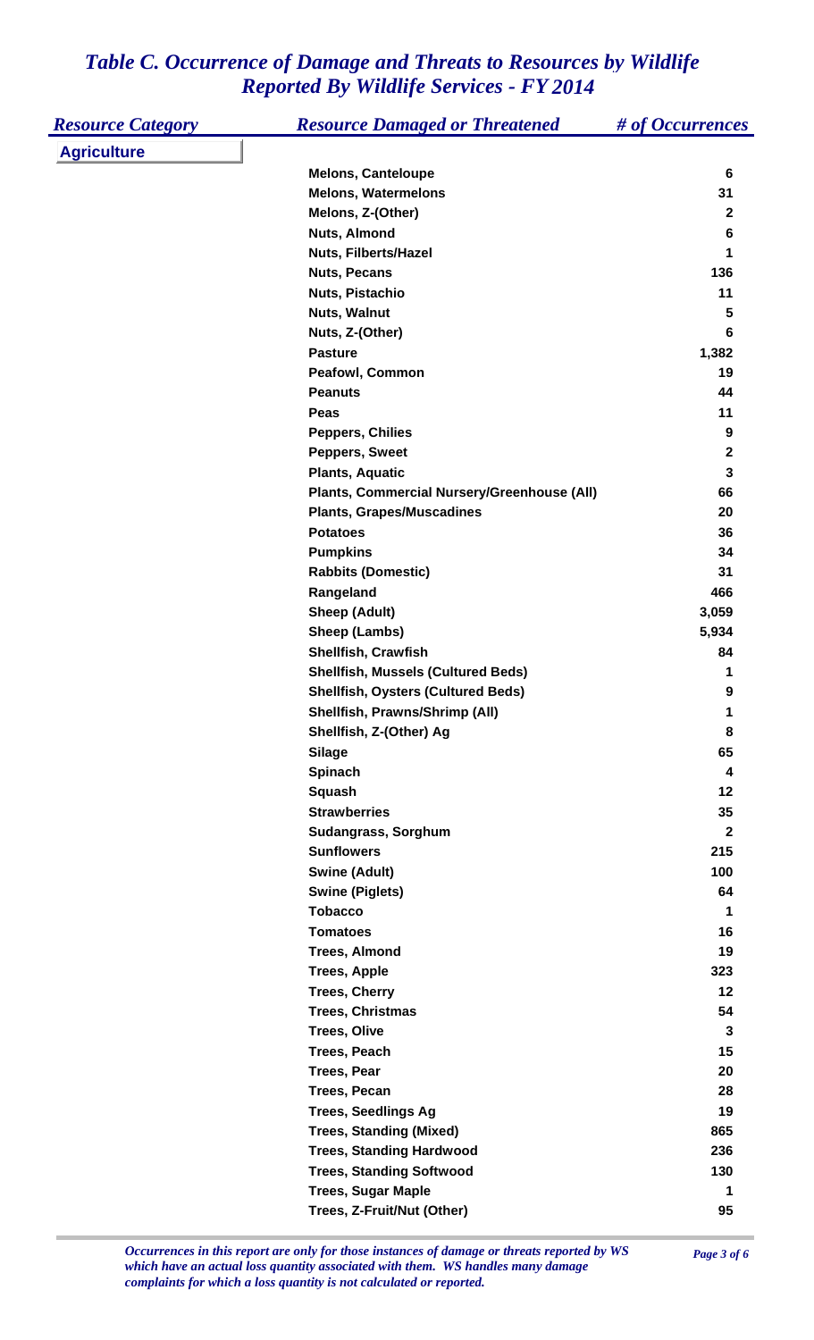# *Table C. Occurrence of Damage and Threats to Resources by Wildlife Reported By Wildlife Services - FY 2014*

| *Resource Category* | *Resource Damaged or Threatened* | *# of Occurrences* |
|---|---|---|
| **Agriculture** | | |
| | **Melons, Canteloupe** | **6** |
| | **Melons, Watermelons** | **31** |
| | **Melons, Z-(Other)** | **2** |
| | **Nuts, Almond** | **6** |
| | **Nuts, Filberts/Hazel** | **1** |
| | **Nuts, Pecans** | **136** |
| | **Nuts, Pistachio** | **11** |
| | **Nuts, Walnut** | **5** |
| | **Nuts, Z-(Other)** | **6** |
| | **Pasture** | **1,382** |
| | **Peafowl, Common** | **19** |
| | **Peanuts** | **44** |
| | **Peas** | **11** |
| | **Peppers, Chilies** | **9** |
| | **Peppers, Sweet** | **2** |
| | **Plants, Aquatic** | **3** |
| | **Plants, Commercial Nursery/Greenhouse (All)** | **66** |
| | **Plants, Grapes/Muscadines** | **20** |
| | **Potatoes** | **36** |
| | **Pumpkins** | **34** |
| | **Rabbits (Domestic)** | **31** |
| | **Rangeland** | **466** |
| | **Sheep (Adult)** | **3,059** |
| | **Sheep (Lambs)** | **5,934** |
| | **Shellfish, Crawfish** | **84** |
| | **Shellfish, Mussels (Cultured Beds)** | **1** |
| | **Shellfish, Oysters (Cultured Beds)** | **9** |
| | **Shellfish, Prawns/Shrimp (All)** | **1** |
| | **Shellfish, Z-(Other) Ag** | **8** |
| | **Silage** | **65** |
| | **Spinach** | **4** |
| | **Squash** | **12** |
| | **Strawberries** | **35** |
| | **Sudangrass, Sorghum** | **2** |
| | **Sunflowers** | **215** |
| | **Swine (Adult)** | **100** |
| | **Swine (Piglets)** | **64** |
| | **Tobacco** | **1** |
| | **Tomatoes** | **16** |
| | **Trees, Almond** | **19** |
| | **Trees, Apple** | **323** |
| | **Trees, Cherry** | **12** |
| | **Trees, Christmas** | **54** |
| | **Trees, Olive** | **3** |
| | **Trees, Peach** | **15** |
| | **Trees, Pear** | **20** |
| | **Trees, Pecan** | **28** |
| | **Trees, Seedlings Ag** | **19** |
| | **Trees, Standing (Mixed)** | **865** |
| | **Trees, Standing Hardwood** | **236** |
| | **Trees, Standing Softwood** | **130** |
| | **Trees, Sugar Maple** | **1** |
| | **Trees, Z-Fruit/Nut (Other)** | **95** |

*Occurrences in this report are only for those instances of damage or threats reported by WS which have an actual loss quantity associated with them. WS handles many damage complaints for which a loss quantity is not calculated or reported.*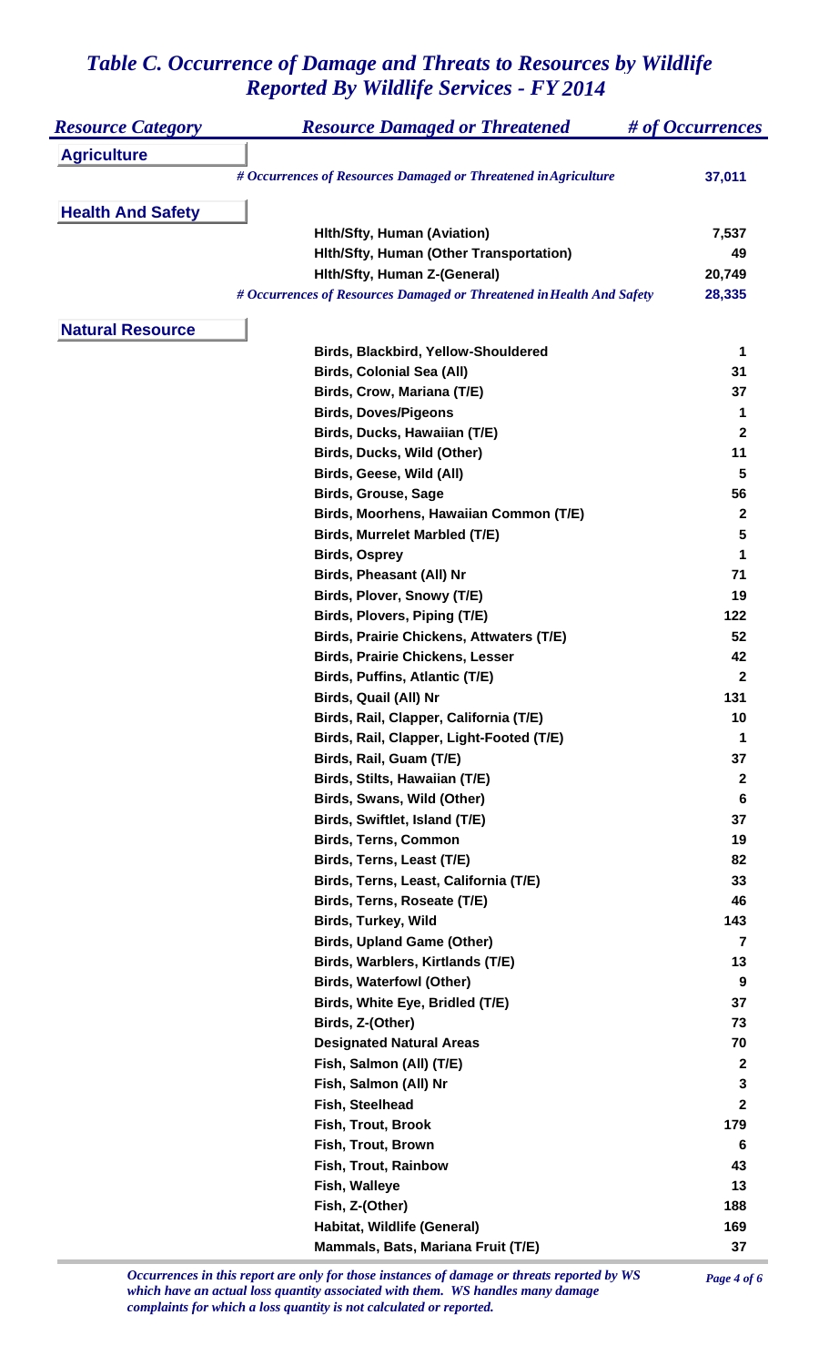# *Table C. Occurrence of Damage and Threats to Resources by Wildlife Reported By Wildlife Services - FY 2014*

| *Resource Category* | *Resource Damaged or Threatened* | *# of Occurrences* |
|---|---|---|
| **Agriculture** | | |
| | ***# Occurrences of Resources Damaged or Threatened in Agriculture*** | **37,011** |
| **Health And Safety** | | |
| | **Hlth/Sfty, Human (Aviation)** | **7,537** |
| | **Hlth/Sfty, Human (Other Transportation)** | **49** |
| | **Hlth/Sfty, Human Z-(General)** | **20,749** |
| | ***# Occurrences of Resources Damaged or Threatened in Health And Safety*** | **28,335** |
| **Natural Resource** | | |
| | **Birds, Blackbird, Yellow-Shouldered** | **1** |
| | **Birds, Colonial Sea (All)** | **31** |
| | **Birds, Crow, Mariana (T/E)** | **37** |
| | **Birds, Doves/Pigeons** | **1** |
| | **Birds, Ducks, Hawaiian (T/E)** | **2** |
| | **Birds, Ducks, Wild (Other)** | **11** |
| | **Birds, Geese, Wild (All)** | **5** |
| | **Birds, Grouse, Sage** | **56** |
| | **Birds, Moorhens, Hawaiian Common (T/E)** | **2** |
| | **Birds, Murrelet Marbled (T/E)** | **5** |
| | **Birds, Osprey** | **1** |
| | **Birds, Pheasant (All) Nr** | **71** |
| | **Birds, Plover, Snowy (T/E)** | **19** |
| | **Birds, Plovers, Piping (T/E)** | **122** |
| | **Birds, Prairie Chickens, Attwaters (T/E)** | **52** |
| | **Birds, Prairie Chickens, Lesser** | **42** |
| | **Birds, Puffins, Atlantic (T/E)** | **2** |
| | **Birds, Quail (All) Nr** | **131** |
| | **Birds, Rail, Clapper, California (T/E)** | **10** |
| | **Birds, Rail, Clapper, Light-Footed (T/E)** | **1** |
| | **Birds, Rail, Guam (T/E)** | **37** |
| | **Birds, Stilts, Hawaiian (T/E)** | **2** |
| | **Birds, Swans, Wild (Other)** | **6** |
| | **Birds, Swiftlet, Island (T/E)** | **37** |
| | **Birds, Terns, Common** | **19** |
| | **Birds, Terns, Least (T/E)** | **82** |
| | **Birds, Terns, Least, California (T/E)** | **33** |
| | **Birds, Terns, Roseate (T/E)** | **46** |
| | **Birds, Turkey, Wild** | **143** |
| | **Birds, Upland Game (Other)** | **7** |
| | **Birds, Warblers, Kirtlands (T/E)** | **13** |
| | **Birds, Waterfowl (Other)** | **9** |
| | **Birds, White Eye, Bridled (T/E)** | **37** |
| | **Birds, Z-(Other)** | **73** |
| | **Designated Natural Areas** | **70** |
| | **Fish, Salmon (All) (T/E)** | **2** |
| | **Fish, Salmon (All) Nr** | **3** |
| | **Fish, Steelhead** | **2** |
| | **Fish, Trout, Brook** | **179** |
| | **Fish, Trout, Brown** | **6** |
| | **Fish, Trout, Rainbow** | **43** |
| | **Fish, Walleye** | **13** |
| | **Fish, Z-(Other)** | **188** |
| | **Habitat, Wildlife (General)** | **169** |
| | **Mammals, Bats, Mariana Fruit (T/E)** | **37** |

*Occurrences in this report are only for those instances of damage or threats reported by WS which have an actual loss quantity associated with them. WS handles many damage complaints for which a loss quantity is not calculated or reported.*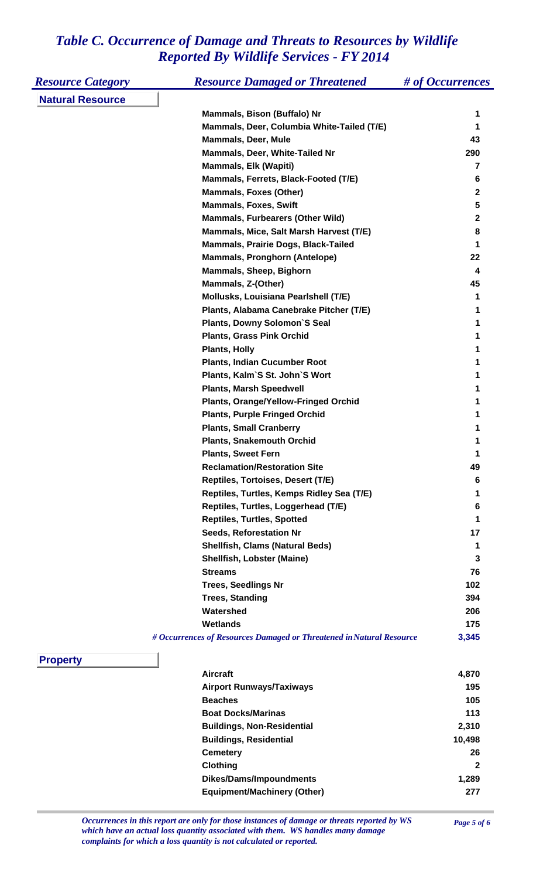# *Table C. Occurrence of Damage and Threats to Resources by Wildlife Reported By Wildlife Services - FY 2014*

| *Resource Category* | *Resource Damaged or Threatened* | *# of Occurrences* |
|---|---|---|
| **Natural Resource** | | |
| | **Mammals, Bison (Buffalo) Nr** | **1** |
| | **Mammals, Deer, Columbia White-Tailed (T/E)** | **1** |
| | **Mammals, Deer, Mule** | **43** |
| | **Mammals, Deer, White-Tailed Nr** | **290** |
| | **Mammals, Elk (Wapiti)** | **7** |
| | **Mammals, Ferrets, Black-Footed (T/E)** | **6** |
| | **Mammals, Foxes (Other)** | **2** |
| | **Mammals, Foxes, Swift** | **5** |
| | **Mammals, Furbearers (Other Wild)** | **2** |
| | **Mammals, Mice, Salt Marsh Harvest (T/E)** | **8** |
| | **Mammals, Prairie Dogs, Black-Tailed** | **1** |
| | **Mammals, Pronghorn (Antelope)** | **22** |
| | **Mammals, Sheep, Bighorn** | **4** |
| | **Mammals, Z-(Other)** | **45** |
| | **Mollusks, Louisiana Pearlshell (T/E)** | **1** |
| | **Plants, Alabama Canebrake Pitcher (T/E)** | **1** |
| | **Plants, Downy Solomon`S Seal** | **1** |
| | **Plants, Grass Pink Orchid** | **1** |
| | **Plants, Holly** | **1** |
| | **Plants, Indian Cucumber Root** | **1** |
| | **Plants, Kalm`S St. John`S Wort** | **1** |
| | **Plants, Marsh Speedwell** | **1** |
| | **Plants, Orange/Yellow-Fringed Orchid** | **1** |
| | **Plants, Purple Fringed Orchid** | **1** |
| | **Plants, Small Cranberry** | **1** |
| | **Plants, Snakemouth Orchid** | **1** |
| | **Plants, Sweet Fern** | **1** |
| | **Reclamation/Restoration Site** | **49** |
| | **Reptiles, Tortoises, Desert (T/E)** | **6** |
| | **Reptiles, Turtles, Kemps Ridley Sea (T/E)** | **1** |
| | **Reptiles, Turtles, Loggerhead (T/E)** | **6** |
| | **Reptiles, Turtles, Spotted** | **1** |
| | **Seeds, Reforestation Nr** | **17** |
| | **Shellfish, Clams (Natural Beds)** | **1** |
| | **Shellfish, Lobster (Maine)** | **3** |
| | **Streams** | **76** |
| | **Trees, Seedlings Nr** | **102** |
| | **Trees, Standing** | **394** |
| | **Watershed** | **206** |
| | **Wetlands** | **175** |
| | ***# Occurrences of Resources Damaged or Threatened in Natural Resource*** | **3,345** |
| **Property** | | |
| | **Aircraft** | **4,870** |
| | **Airport Runways/Taxiways** | **195** |
| | **Beaches** | **105** |
| | **Boat Docks/Marinas** | **113** |
| | **Buildings, Non-Residential** | **2,310** |
| | **Buildings, Residential** | **10,498** |
| | **Cemetery** | **26** |
| | **Clothing** | **2** |
| | **Dikes/Dams/Impoundments** | **1,289** |
| | **Equipment/Machinery (Other)** | **277** |

*Occurrences in this report are only for those instances of damage or threats reported by WS which have an actual loss quantity associated with them. WS handles many damage complaints for which a loss quantity is not calculated or reported.*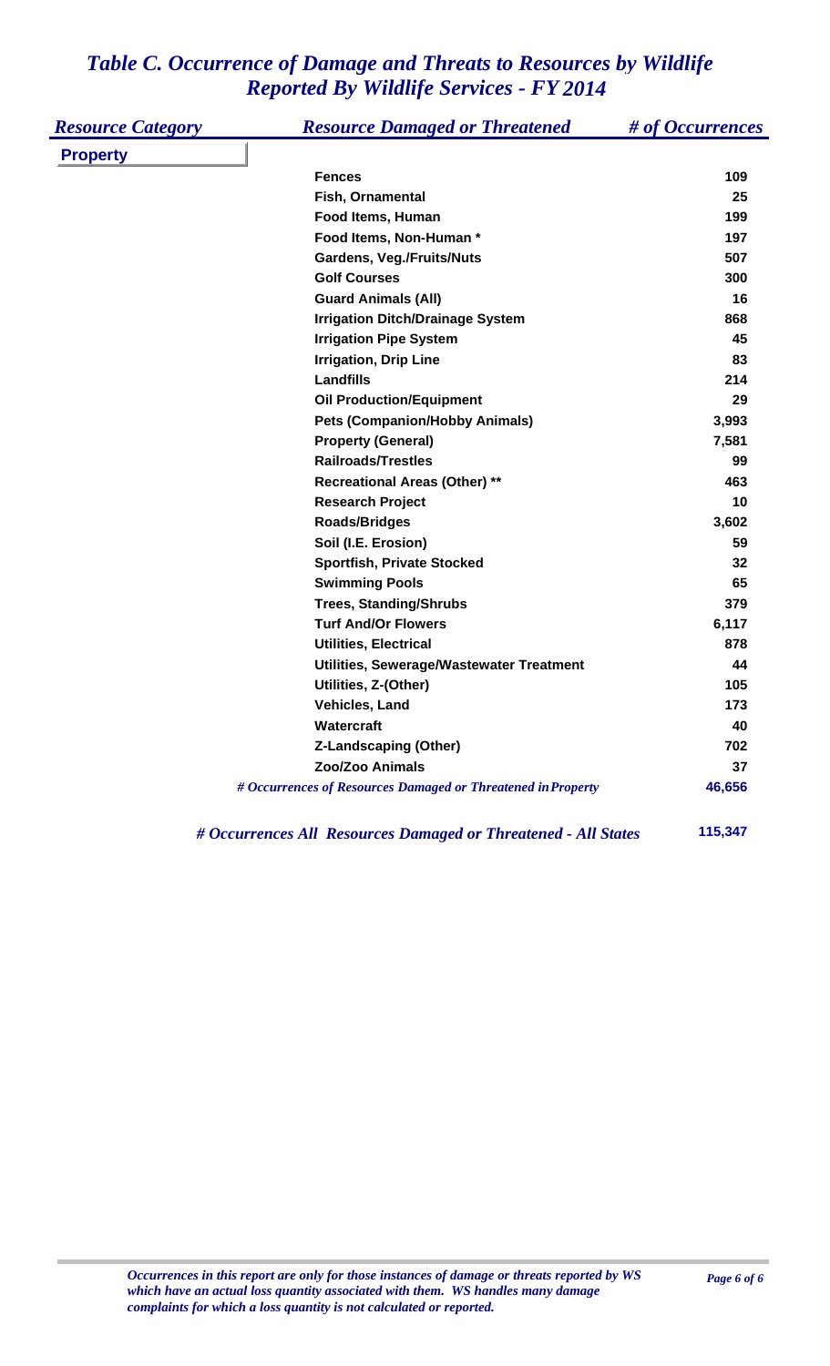# *Table C. Occurrence of Damage and Threats to Resources by Wildlife Reported By Wildlife Services - FY 2014*

| *Resource Category* | *Resource Damaged or Threatened* | *# of Occurrences* |
|---|---|---|
| **Property** | | |
| | **Fences** | **109** |
| | **Fish, Ornamental** | **25** |
| | **Food Items, Human** | **199** |
| | **Food Items, Non-Human *** | **197** |
| | **Gardens, Veg./Fruits/Nuts** | **507** |
| | **Golf Courses** | **300** |
| | **Guard Animals (All)** | **16** |
| | **Irrigation Ditch/Drainage System** | **868** |
| | **Irrigation Pipe System** | **45** |
| | **Irrigation, Drip Line** | **83** |
| | **Landfills** | **214** |
| | **Oil Production/Equipment** | **29** |
| | **Pets (Companion/Hobby Animals)** | **3,993** |
| | **Property (General)** | **7,581** |
| | **Railroads/Trestles** | **99** |
| | **Recreational Areas (Other) **** | **463** |
| | **Research Project** | **10** |
| | **Roads/Bridges** | **3,602** |
| | **Soil (I.E. Erosion)** | **59** |
| | **Sportfish, Private Stocked** | **32** |
| | **Swimming Pools** | **65** |
| | **Trees, Standing/Shrubs** | **379** |
| | **Turf And/Or Flowers** | **6,117** |
| | **Utilities, Electrical** | **878** |
| | **Utilities, Sewerage/Wastewater Treatment** | **44** |
| | **Utilities, Z-(Other)** | **105** |
| | **Vehicles, Land** | **173** |
| | **Watercraft** | **40** |
| | **Z-Landscaping (Other)** | **702** |
| | **Zoo/Zoo Animals** | **37** |
| | ***# Occurrences of Resources Damaged or Threatened in Property*** | **46,656** |
| | ***# Occurrences All Resources Damaged or Threatened - All States*** | **115,347** |

*Occurrences in this report are only for those instances of damage or threats reported by WS which have an actual loss quantity associated with them. WS handles many damage complaints for which a loss quantity is not calculated or reported.*